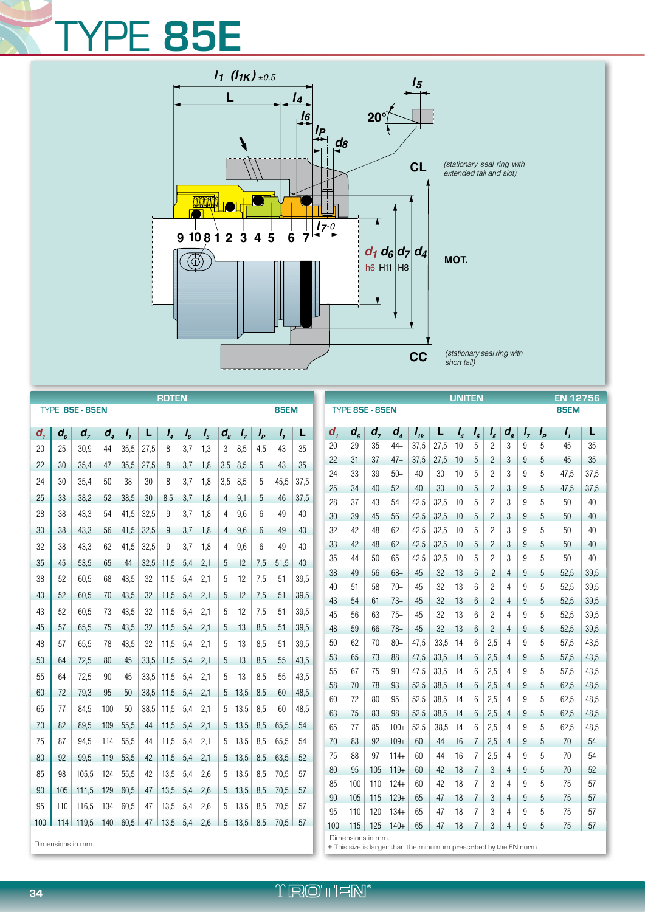# TYPE 85E

$l_1$ ($l_{1K}$) ±0,5

L, $l_4$, $l_6$, $l_P$, $d_8$, $l_5$, 20°

CL *(stationary seal ring with extended tail and slot)*

9 10 8 1 2 3 4 5 6 7

$l_{7-0}$

$d_1$ h6, $d_6$ H11, $d_7$ H8, $d_4$

MOT.

CC *(stationary seal ring with short tail)*

## ROTEN

| TYPE 85E - 85EN | | | | | | | | | | | | 85EM | |
|---|---|---|---|---|---|---|---|---|---|---|---|---|---|
| $d_1$ | $d_6$ | $d_7$ | $d_4$ | $l_1$ | L | $l_4$ | $l_6$ | $l_5$ | $d_8$ | $l_7$ | $l_P$ | $l_1$ | L |
| 20 | 25 | 30,9 | 44 | 35,5 | 27,5 | 8 | 3,7 | 1,3 | 3 | 8,5 | 4,5 | 43 | 35 |
| 22 | 30 | 35,4 | 47 | 35,5 | 27,5 | 8 | 3,7 | 1,8 | 3,5 | 8,5 | 5 | 43 | 35 |
| 24 | 30 | 35,4 | 50 | 38 | 30 | 8 | 3,7 | 1,8 | 3,5 | 8,5 | 5 | 45,5 | 37,5 |
| 25 | 33 | 38,2 | 52 | 38,5 | 30 | 8,5 | 3,7 | 1,8 | 4 | 9,1 | 5 | 46 | 37,5 |
| 28 | 38 | 43,3 | 54 | 41,5 | 32,5 | 9 | 3,7 | 1,8 | 4 | 9,6 | 6 | 49 | 40 |
| 30 | 38 | 43,3 | 56 | 41,5 | 32,5 | 9 | 3,7 | 1,8 | 4 | 9,6 | 6 | 49 | 40 |
| 32 | 38 | 43,3 | 62 | 41,5 | 32,5 | 9 | 3,7 | 1,8 | 4 | 9,6 | 6 | 49 | 40 |
| 35 | 45 | 53,5 | 65 | 44 | 32,5 | 11,5 | 5,4 | 2,1 | 5 | 12 | 7,5 | 51,5 | 40 |
| 38 | 52 | 60,5 | 68 | 43,5 | 32 | 11,5 | 5,4 | 2,1 | 5 | 12 | 7,5 | 51 | 39,5 |
| 40 | 52 | 60,5 | 70 | 43,5 | 32 | 11,5 | 5,4 | 2,1 | 5 | 12 | 7,5 | 51 | 39,5 |
| 43 | 52 | 60,5 | 73 | 43,5 | 32 | 11,5 | 5,4 | 2,1 | 5 | 12 | 7,5 | 51 | 39,5 |
| 45 | 57 | 65,5 | 75 | 43,5 | 32 | 11,5 | 5,4 | 2,1 | 5 | 13 | 8,5 | 51 | 39,5 |
| 48 | 57 | 65,5 | 78 | 43,5 | 32 | 11,5 | 5,4 | 2,1 | 5 | 13 | 8,5 | 51 | 39,5 |
| 50 | 64 | 72,5 | 80 | 45 | 33,5 | 11,5 | 5,4 | 2,1 | 5 | 13 | 8,5 | 55 | 43,5 |
| 55 | 64 | 72,5 | 90 | 45 | 33,5 | 11,5 | 5,4 | 2,1 | 5 | 13 | 8,5 | 55 | 43,5 |
| 60 | 72 | 79,3 | 95 | 50 | 38,5 | 11,5 | 5,4 | 2,1 | 5 | 13,5 | 8,5 | 60 | 48,5 |
| 65 | 77 | 84,5 | 100 | 50 | 38,5 | 11,5 | 5,4 | 2,1 | 5 | 13,5 | 8,5 | 60 | 48,5 |
| 70 | 82 | 89,5 | 109 | 55,5 | 44 | 11,5 | 5,4 | 2,1 | 5 | 13,5 | 8,5 | 65,5 | 54 |
| 75 | 87 | 94,5 | 114 | 55,5 | 44 | 11,5 | 5,4 | 2,1 | 5 | 13,5 | 8,5 | 65,5 | 54 |
| 80 | 92 | 99,5 | 119 | 53,5 | 42 | 11,5 | 5,4 | 2,1 | 5 | 13,5 | 8,5 | 63,5 | 52 |
| 85 | 98 | 105,5 | 124 | 55,5 | 42 | 13,5 | 5,4 | 2,6 | 5 | 13,5 | 8,5 | 70,5 | 57 |
| 90 | 105 | 111,5 | 129 | 60,5 | 47 | 13,5 | 5,4 | 2,6 | 5 | 13,5 | 8,5 | 70,5 | 57 |
| 95 | 110 | 116,5 | 134 | 60,5 | 47 | 13,5 | 5,4 | 2,6 | 5 | 13,5 | 8,5 | 70,5 | 57 |
| 100 | 114 | 119,5 | 140 | 60,5 | 47 | 13,5 | 5,4 | 2,6 | 5 | 13,5 | 8,5 | 70,5 | 57 |

Dimensions in mm.

## UNITEN — EN 12756

| TYPE 85E - 85EN | | | | | | | | | | | | 85EM | |
|---|---|---|---|---|---|---|---|---|---|---|---|---|---|
| $d_1$ | $d_6$ | $d_7$ | $d_4$ | $l_{1k}$ | L | $l_4$ | $l_6$ | $l_5$ | $d_8$ | $l_7$ | $l_P$ | $l_1$ | L |
| 20 | 29 | 35 | 44+ | 37,5 | 27,5 | 10 | 5 | 2 | 3 | 9 | 5 | 45 | 35 |
| 22 | 31 | 37 | 47+ | 37,5 | 27,5 | 10 | 5 | 2 | 3 | 9 | 5 | 45 | 35 |
| 24 | 33 | 39 | 50+ | 40 | 30 | 10 | 5 | 2 | 3 | 9 | 5 | 47,5 | 37,5 |
| 25 | 34 | 40 | 52+ | 40 | 30 | 10 | 5 | 2 | 3 | 9 | 5 | 47,5 | 37,5 |
| 28 | 37 | 43 | 54+ | 42,5 | 32,5 | 10 | 5 | 2 | 3 | 9 | 5 | 50 | 40 |
| 30 | 39 | 45 | 56+ | 42,5 | 32,5 | 10 | 5 | 2 | 3 | 9 | 5 | 50 | 40 |
| 32 | 42 | 48 | 62+ | 42,5 | 32,5 | 10 | 5 | 2 | 3 | 9 | 5 | 50 | 40 |
| 33 | 42 | 48 | 62+ | 42,5 | 32,5 | 10 | 5 | 2 | 3 | 9 | 5 | 50 | 40 |
| 35 | 44 | 50 | 65+ | 42,5 | 32,5 | 10 | 5 | 2 | 3 | 9 | 5 | 50 | 40 |
| 38 | 49 | 56 | 68+ | 45 | 32 | 13 | 6 | 2 | 4 | 9 | 5 | 52,5 | 39,5 |
| 40 | 51 | 58 | 70+ | 45 | 32 | 13 | 6 | 2 | 4 | 9 | 5 | 52,5 | 39,5 |
| 43 | 54 | 61 | 73+ | 45 | 32 | 13 | 6 | 2 | 4 | 9 | 5 | 52,5 | 39,5 |
| 45 | 56 | 63 | 75+ | 45 | 32 | 13 | 6 | 2 | 4 | 9 | 5 | 52,5 | 39,5 |
| 48 | 59 | 66 | 78+ | 45 | 32 | 13 | 6 | 2 | 4 | 9 | 5 | 52,5 | 39,5 |
| 50 | 62 | 70 | 80+ | 47,5 | 33,5 | 14 | 6 | 2,5 | 4 | 9 | 5 | 57,5 | 43,5 |
| 53 | 65 | 73 | 88+ | 47,5 | 33,5 | 14 | 6 | 2,5 | 4 | 9 | 5 | 57,5 | 43,5 |
| 55 | 67 | 75 | 90+ | 47,5 | 33,5 | 14 | 6 | 2,5 | 4 | 9 | 5 | 57,5 | 43,5 |
| 58 | 70 | 78 | 93+ | 52,5 | 38,5 | 14 | 6 | 2,5 | 4 | 9 | 5 | 62,5 | 48,5 |
| 60 | 72 | 80 | 95+ | 52,5 | 38,5 | 14 | 6 | 2,5 | 4 | 9 | 5 | 62,5 | 48,5 |
| 63 | 75 | 83 | 98+ | 52,5 | 38,5 | 14 | 6 | 2,5 | 4 | 9 | 5 | 62,5 | 48,5 |
| 65 | 77 | 85 | 100+ | 52,5 | 38,5 | 14 | 6 | 2,5 | 4 | 9 | 5 | 62,5 | 48,5 |
| 70 | 83 | 92 | 109+ | 60 | 44 | 16 | 7 | 2,5 | 4 | 9 | 5 | 70 | 54 |
| 75 | 88 | 97 | 114+ | 60 | 44 | 16 | 7 | 2,5 | 4 | 9 | 5 | 70 | 54 |
| 80 | 95 | 105 | 119+ | 60 | 42 | 18 | 7 | 3 | 4 | 9 | 5 | 70 | 52 |
| 85 | 100 | 110 | 124+ | 60 | 42 | 18 | 7 | 3 | 4 | 9 | 5 | 75 | 57 |
| 90 | 105 | 115 | 129+ | 65 | 47 | 18 | 7 | 3 | 4 | 9 | 5 | 75 | 57 |
| 95 | 110 | 120 | 134+ | 65 | 47 | 18 | 7 | 3 | 4 | 9 | 5 | 75 | 57 |
| 100 | 115 | 125 | 140+ | 65 | 47 | 18 | 7 | 3 | 4 | 9 | 5 | 75 | 57 |

Dimensions in mm.

+ This size is larger than the minumum prescribed by the EN norm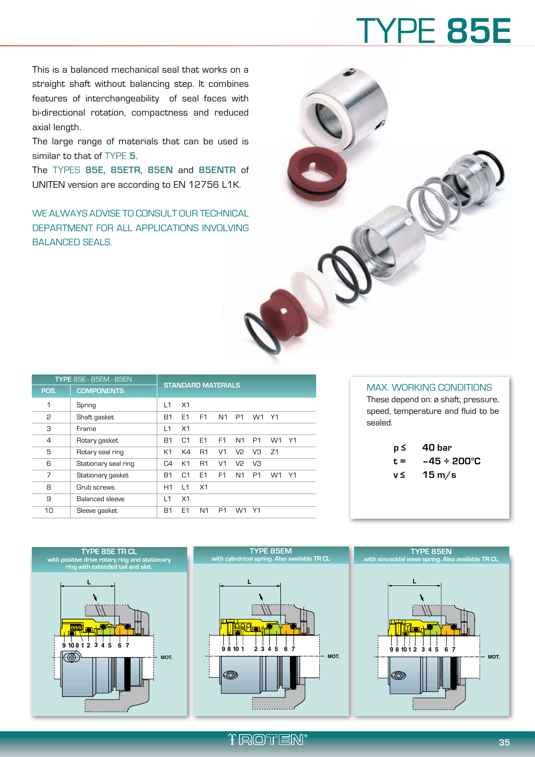# TYPE 85E

This is a balanced mechanical seal that works on a straight shaft without balancing step. It combines features of interchangeability of seal faces with bi-directional rotation, compactness and reduced axial length.

The large range of materials that can be used is similar to that of TYPE **5**.

The TYPES **85E**, **85ETR**, **85EN** and **85ENTR** of UNITEN version are according to EN 12756 L1K.

WE ALWAYS ADVISE TO CONSULT OUR TECHNICAL DEPARTMENT FOR ALL APPLICATIONS INVOLVING BALANCED SEALS.

| **TYPE** 85E - 85EM - 85EN | | STANDARD MATERIALS | | | | | | | |
|---|---|---|---|---|---|---|---|---|---|
| POS. | COMPONENTS | | | | | | | | |
| 1 | Spring | L1 | X1 | | | | | | |
| 2 | Shaft gasket | B1 | E1 | F1 | N1 | P1 | W1 | Y1 | |
| 3 | Frame | L1 | X1 | | | | | | |
| 4 | Rotary gasket | B1 | C1 | E1 | F1 | N1 | P1 | W1 | Y1 |
| 5 | Rotary seal ring | K1 | K4 | R1 | V1 | V2 | V3 | Z1 | |
| 6 | Stationary seal ring | C4 | K1 | R1 | V1 | V2 | V3 | | |
| 7 | Stationary gasket | B1 | C1 | E1 | F1 | N1 | P1 | W1 | Y1 |
| 8 | Grub screws | H1 | L1 | X1 | | | | | |
| 9 | Balanced sleeve | L1 | X1 | | | | | | |
| 10 | Sleeve gasket | B1 | E1 | N1 | P1 | W1 | Y1 | | |

### MAX. WORKING CONDITIONS

These depend on: ø shaft, pressure, speed, temperature and fluid to be sealed.

**p ≤ 40 bar**
**t = -45 ÷ 200°C**
**v ≤ 15 m/s**

**TYPE 85E TR CL**
with positive drive rotary ring and stationary ring with extended tail and slot.

L
9 10 8 1 2 3 4 5 6 7
MOT.

**TYPE 85EM**
with cylindrical spring. Also available TR CL

L
9 8 10 1 2 3 4 5 6 7
MOT.

**TYPE 85EN**
with sinusoidal wave spring. Also available TR CL

L
9 8 10 1 2 3 4 5 6 7
MOT.